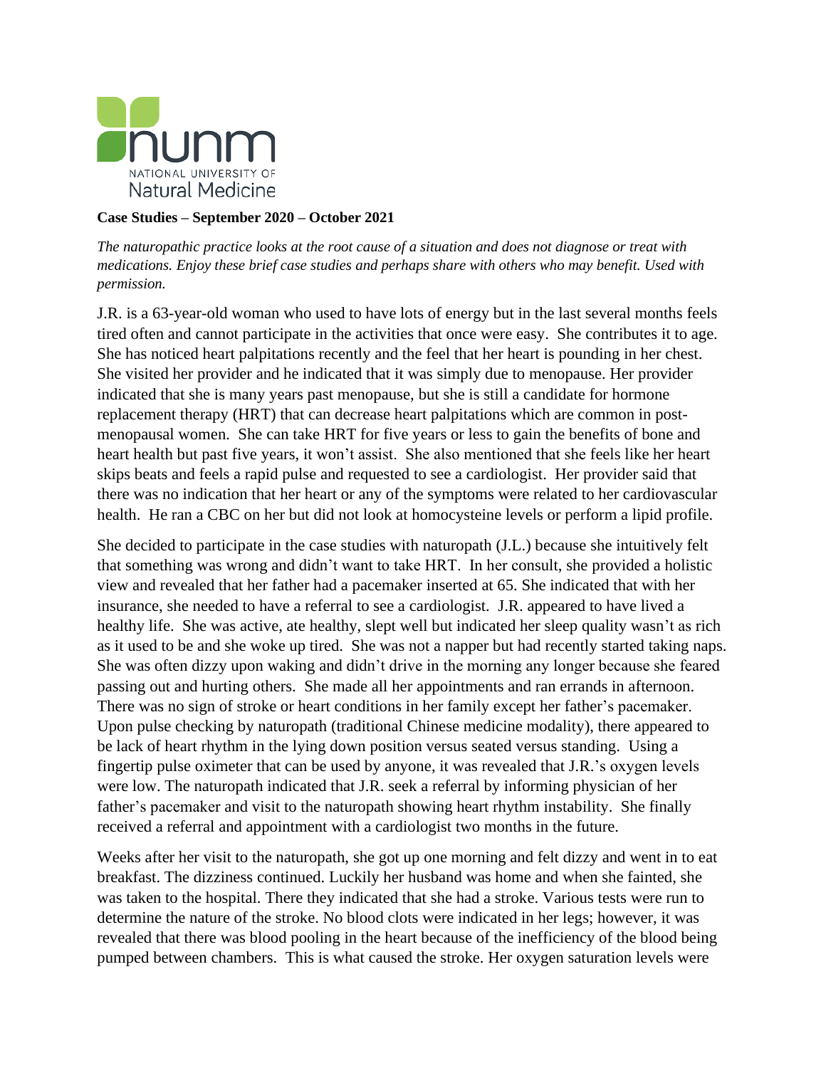nunm

NATIONAL UNIVERSITY OF
Natural Medicine

**Case Studies – September 2020 – October 2021**

*The naturopathic practice looks at the root cause of a situation and does not diagnose or treat with medications. Enjoy these brief case studies and perhaps share with others who may benefit. Used with permission.*

J.R. is a 63-year-old woman who used to have lots of energy but in the last several months feels tired often and cannot participate in the activities that once were easy. She contributes it to age. She has noticed heart palpitations recently and the feel that her heart is pounding in her chest. She visited her provider and he indicated that it was simply due to menopause. Her provider indicated that she is many years past menopause, but she is still a candidate for hormone replacement therapy (HRT) that can decrease heart palpitations which are common in post-menopausal women. She can take HRT for five years or less to gain the benefits of bone and heart health but past five years, it won't assist. She also mentioned that she feels like her heart skips beats and feels a rapid pulse and requested to see a cardiologist. Her provider said that there was no indication that her heart or any of the symptoms were related to her cardiovascular health. He ran a CBC on her but did not look at homocysteine levels or perform a lipid profile.

She decided to participate in the case studies with naturopath (J.L.) because she intuitively felt that something was wrong and didn't want to take HRT. In her consult, she provided a holistic view and revealed that her father had a pacemaker inserted at 65. She indicated that with her insurance, she needed to have a referral to see a cardiologist. J.R. appeared to have lived a healthy life. She was active, ate healthy, slept well but indicated her sleep quality wasn't as rich as it used to be and she woke up tired. She was not a napper but had recently started taking naps. She was often dizzy upon waking and didn't drive in the morning any longer because she feared passing out and hurting others. She made all her appointments and ran errands in afternoon. There was no sign of stroke or heart conditions in her family except her father's pacemaker. Upon pulse checking by naturopath (traditional Chinese medicine modality), there appeared to be lack of heart rhythm in the lying down position versus seated versus standing. Using a fingertip pulse oximeter that can be used by anyone, it was revealed that J.R.'s oxygen levels were low. The naturopath indicated that J.R. seek a referral by informing physician of her father's pacemaker and visit to the naturopath showing heart rhythm instability. She finally received a referral and appointment with a cardiologist two months in the future.

Weeks after her visit to the naturopath, she got up one morning and felt dizzy and went in to eat breakfast. The dizziness continued. Luckily her husband was home and when she fainted, she was taken to the hospital. There they indicated that she had a stroke. Various tests were run to determine the nature of the stroke. No blood clots were indicated in her legs; however, it was revealed that there was blood pooling in the heart because of the inefficiency of the blood being pumped between chambers. This is what caused the stroke. Her oxygen saturation levels were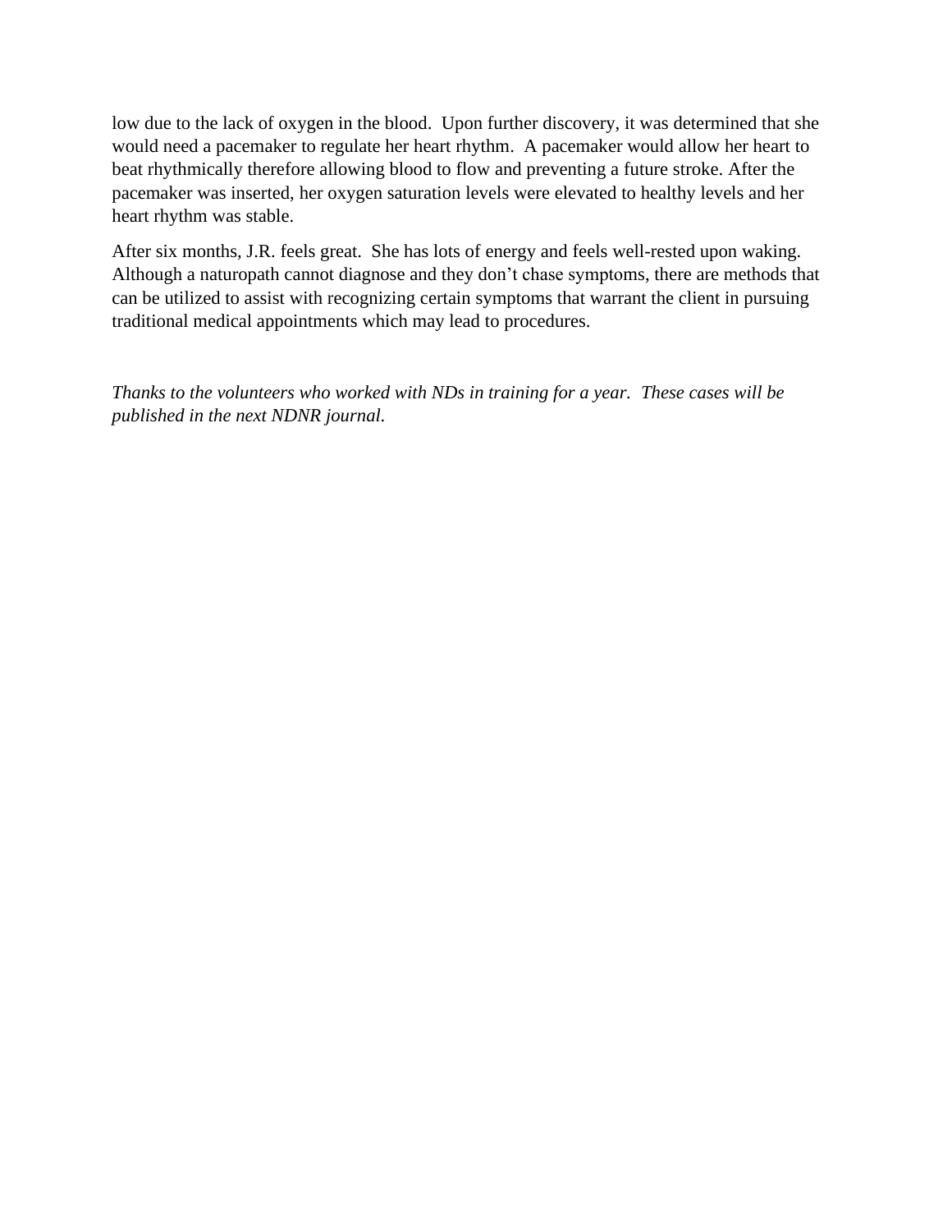low due to the lack of oxygen in the blood. Upon further discovery, it was determined that she would need a pacemaker to regulate her heart rhythm. A pacemaker would allow her heart to beat rhythmically therefore allowing blood to flow and preventing a future stroke. After the pacemaker was inserted, her oxygen saturation levels were elevated to healthy levels and her heart rhythm was stable.

After six months, J.R. feels great. She has lots of energy and feels well-rested upon waking. Although a naturopath cannot diagnose and they don't chase symptoms, there are methods that can be utilized to assist with recognizing certain symptoms that warrant the client in pursuing traditional medical appointments which may lead to procedures.

*Thanks to the volunteers who worked with NDs in training for a year. These cases will be published in the next NDNR journal.*